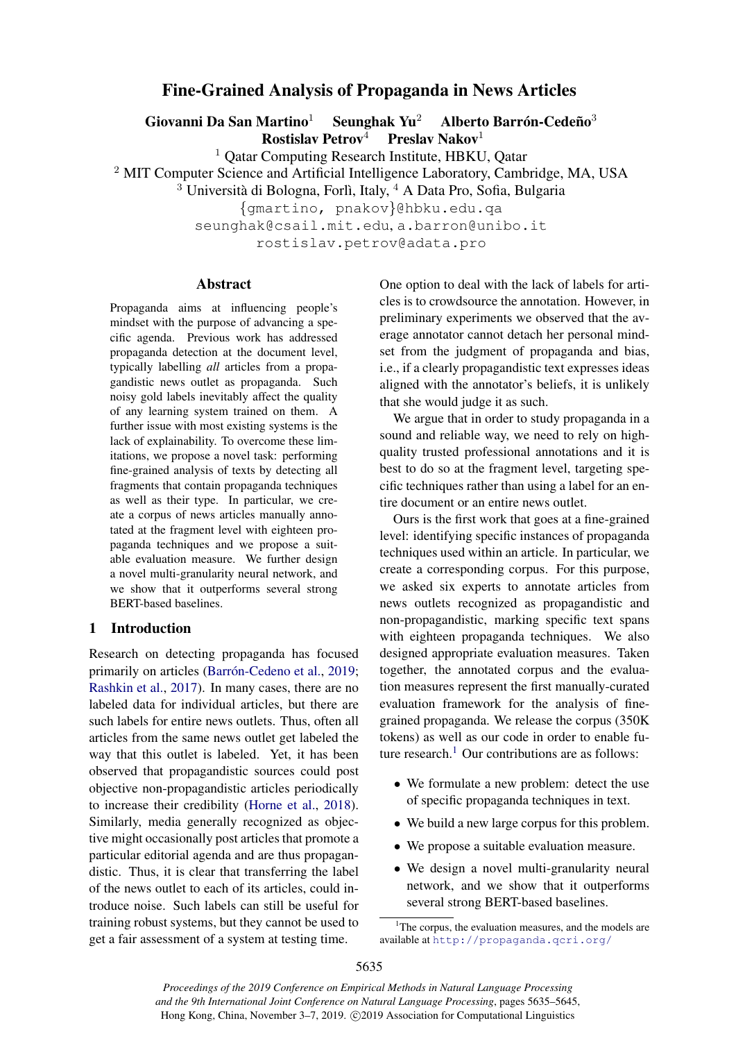# Fine-Grained Analysis of Propaganda in News Articles

**Giovanni Da San Martino**[1] **Seunghak Yu**[2] **Alberto Barrón-Cedeño**[3] **Rostislav Petrov**[4] **Preslav Nakov**[1]

[1] Qatar Computing Research Institute, HBKU, Qatar
[2] MIT Computer Science and Artificial Intelligence Laboratory, Cambridge, MA, USA
[3] Università di Bologna, Forlì, Italy, [4] A Data Pro, Sofia, Bulgaria

{gmartino, pnakov}@hbku.edu.qa
seunghak@csail.mit.edu, a.barron@unibo.it
rostislav.petrov@adata.pro

## Abstract

Propaganda aims at influencing people's mindset with the purpose of advancing a specific agenda. Previous work has addressed propaganda detection at the document level, typically labelling *all* articles from a propagandistic news outlet as propaganda. Such noisy gold labels inevitably affect the quality of any learning system trained on them. A further issue with most existing systems is the lack of explainability. To overcome these limitations, we propose a novel task: performing fine-grained analysis of texts by detecting all fragments that contain propaganda techniques as well as their type. In particular, we create a corpus of news articles manually annotated at the fragment level with eighteen propaganda techniques and we propose a suitable evaluation measure. We further design a novel multi-granularity neural network, and we show that it outperforms several strong BERT-based baselines.

## 1 Introduction

Research on detecting propaganda has focused primarily on articles (Barrón-Cedeno et al., 2019; Rashkin et al., 2017). In many cases, there are no labeled data for individual articles, but there are such labels for entire news outlets. Thus, often all articles from the same news outlet get labeled the way that this outlet is labeled. Yet, it has been observed that propagandistic sources could post objective non-propagandistic articles periodically to increase their credibility (Horne et al., 2018). Similarly, media generally recognized as objective might occasionally post articles that promote a particular editorial agenda and are thus propagandistic. Thus, it is clear that transferring the label of the news outlet to each of its articles, could introduce noise. Such labels can still be useful for training robust systems, but they cannot be used to get a fair assessment of a system at testing time.

One option to deal with the lack of labels for articles is to crowdsource the annotation. However, in preliminary experiments we observed that the average annotator cannot detach her personal mindset from the judgment of propaganda and bias, i.e., if a clearly propagandistic text expresses ideas aligned with the annotator's beliefs, it is unlikely that she would judge it as such.

We argue that in order to study propaganda in a sound and reliable way, we need to rely on high-quality trusted professional annotations and it is best to do so at the fragment level, targeting specific techniques rather than using a label for an entire document or an entire news outlet.

Ours is the first work that goes at a fine-grained level: identifying specific instances of propaganda techniques used within an article. In particular, we create a corresponding corpus. For this purpose, we asked six experts to annotate articles from news outlets recognized as propagandistic and non-propagandistic, marking specific text spans with eighteen propaganda techniques. We also designed appropriate evaluation measures. Taken together, the annotated corpus and the evaluation measures represent the first manually-curated evaluation framework for the analysis of fine-grained propaganda. We release the corpus (350K tokens) as well as our code in order to enable future research.[1] Our contributions are as follows:

- We formulate a new problem: detect the use of specific propaganda techniques in text.
- We build a new large corpus for this problem.
- We propose a suitable evaluation measure.
- We design a novel multi-granularity neural network, and we show that it outperforms several strong BERT-based baselines.

[1] The corpus, the evaluation measures, and the models are available at http://propaganda.qcri.org/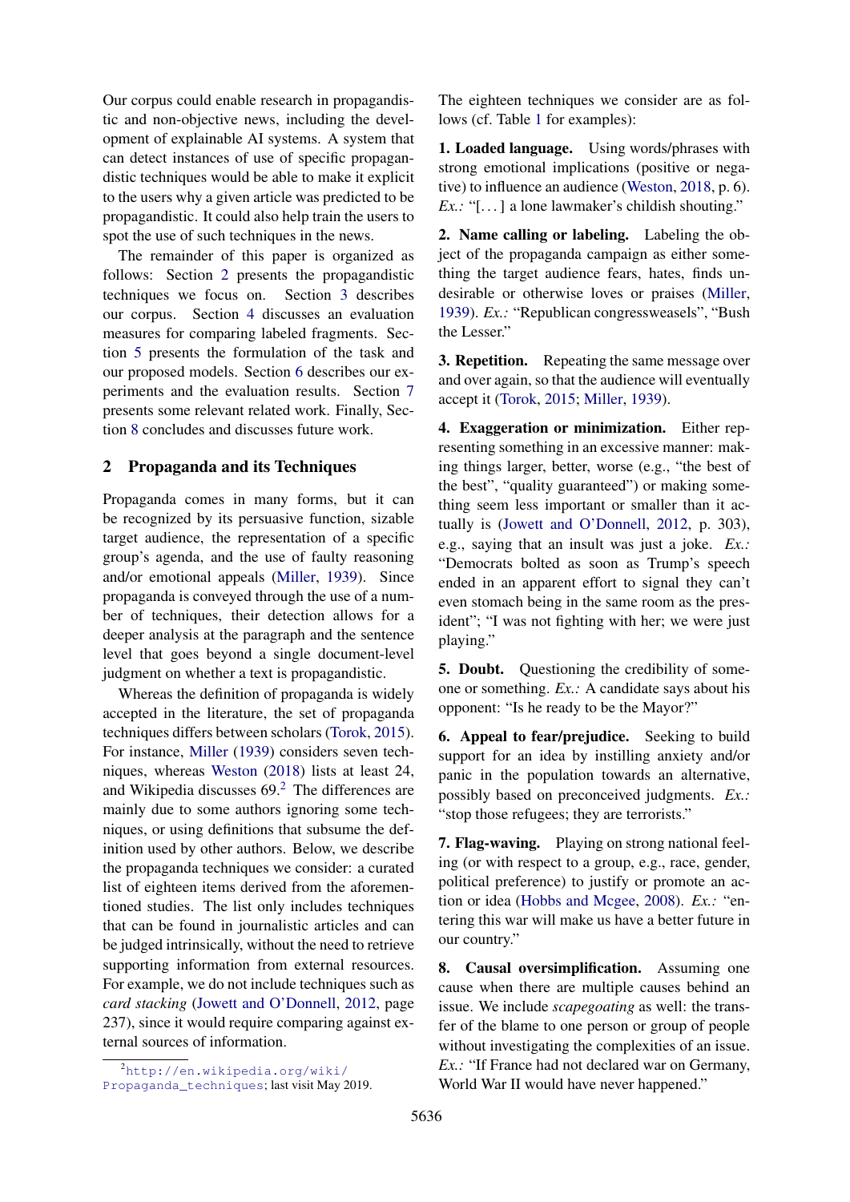Our corpus could enable research in propagandistic and non-objective news, including the development of explainable AI systems. A system that can detect instances of use of specific propagandistic techniques would be able to make it explicit to the users why a given article was predicted to be propagandistic. It could also help train the users to spot the use of such techniques in the news.

The remainder of this paper is organized as follows: Section 2 presents the propagandistic techniques we focus on. Section 3 describes our corpus. Section 4 discusses an evaluation measures for comparing labeled fragments. Section 5 presents the formulation of the task and our proposed models. Section 6 describes our experiments and the evaluation results. Section 7 presents some relevant related work. Finally, Section 8 concludes and discusses future work.

## 2 Propaganda and its Techniques

Propaganda comes in many forms, but it can be recognized by its persuasive function, sizable target audience, the representation of a specific group's agenda, and the use of faulty reasoning and/or emotional appeals (Miller, 1939). Since propaganda is conveyed through the use of a number of techniques, their detection allows for a deeper analysis at the paragraph and the sentence level that goes beyond a single document-level judgment on whether a text is propagandistic.

Whereas the definition of propaganda is widely accepted in the literature, the set of propaganda techniques differs between scholars (Torok, 2015). For instance, Miller (1939) considers seven techniques, whereas Weston (2018) lists at least 24, and Wikipedia discusses 69.[2] The differences are mainly due to some authors ignoring some techniques, or using definitions that subsume the definition used by other authors. Below, we describe the propaganda techniques we consider: a curated list of eighteen items derived from the aforementioned studies. The list only includes techniques that can be found in journalistic articles and can be judged intrinsically, without the need to retrieve supporting information from external resources. For example, we do not include techniques such as *card stacking* (Jowett and O'Donnell, 2012, page 237), since it would require comparing against external sources of information.

The eighteen techniques we consider are as follows (cf. Table 1 for examples):

**1. Loaded language.** Using words/phrases with strong emotional implications (positive or negative) to influence an audience (Weston, 2018, p. 6). *Ex.:* "[. . . ] a lone lawmaker's childish shouting."

**2. Name calling or labeling.** Labeling the object of the propaganda campaign as either something the target audience fears, hates, finds undesirable or otherwise loves or praises (Miller, 1939). *Ex.:* "Republican congressweasels", "Bush the Lesser."

**3. Repetition.** Repeating the same message over and over again, so that the audience will eventually accept it (Torok, 2015; Miller, 1939).

**4. Exaggeration or minimization.** Either representing something in an excessive manner: making things larger, better, worse (e.g., "the best of the best", "quality guaranteed") or making something seem less important or smaller than it actually is (Jowett and O'Donnell, 2012, p. 303), e.g., saying that an insult was just a joke. *Ex.:* "Democrats bolted as soon as Trump's speech ended in an apparent effort to signal they can't even stomach being in the same room as the president"; "I was not fighting with her; we were just playing."

**5. Doubt.** Questioning the credibility of someone or something. *Ex.:* A candidate says about his opponent: "Is he ready to be the Mayor?"

**6. Appeal to fear/prejudice.** Seeking to build support for an idea by instilling anxiety and/or panic in the population towards an alternative, possibly based on preconceived judgments. *Ex.:* "stop those refugees; they are terrorists."

**7. Flag-waving.** Playing on strong national feeling (or with respect to a group, e.g., race, gender, political preference) to justify or promote an action or idea (Hobbs and Mcgee, 2008). *Ex.:* "entering this war will make us have a better future in our country."

**8. Causal oversimplification.** Assuming one cause when there are multiple causes behind an issue. We include *scapegoating* as well: the transfer of the blame to one person or group of people without investigating the complexities of an issue. *Ex.:* "If France had not declared war on Germany, World War II would have never happened."

[2] http://en.wikipedia.org/wiki/Propaganda_techniques; last visit May 2019.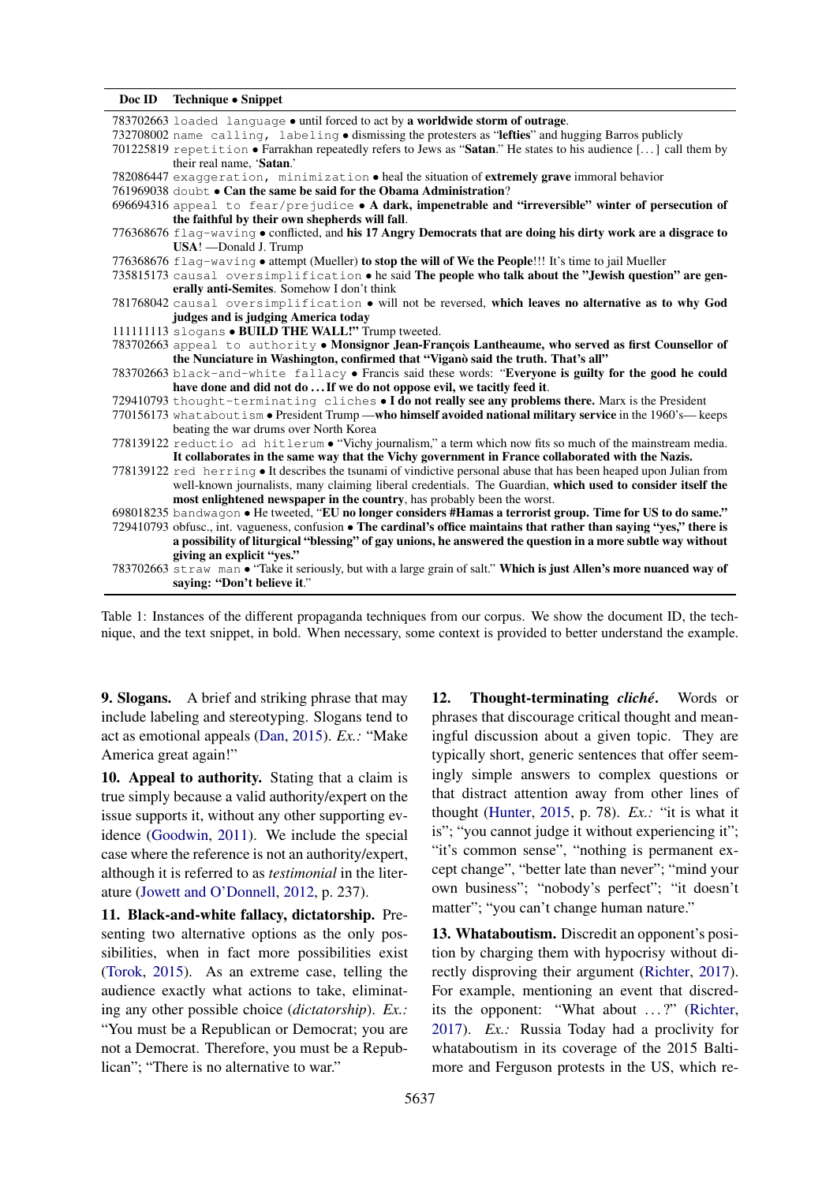| Doc ID | Technique • Snippet |
|---|---|
| 783702663 | `loaded language` • until forced to act by **a worldwide storm of outrage**. |
| 732708002 | `name calling, labeling` • dismissing the protesters as "**lefties**" and hugging Barros publicly |
| 701225819 | `repetition` • Farrakhan repeatedly refers to Jews as "**Satan**." He states to his audience [. . . ] call them by their real name, '**Satan**.' |
| 782086447 | `exaggeration, minimization` • heal the situation of **extremely grave** immoral behavior |
| 761969038 | `doubt` • **Can the same be said for the Obama Administration**? |
| 696694316 | `appeal to fear/prejudice` • **A dark, impenetrable and "irreversible" winter of persecution of the faithful by their own shepherds will fall**. |
| 776368676 | `flag-waving` • conflicted, and **his 17 Angry Democrats that are doing his dirty work are a disgrace to USA**! —Donald J. Trump |
| 776368676 | `flag-waving` • attempt (Mueller) **to stop the will of We the People**!!! It's time to jail Mueller |
| 735815173 | `causal oversimplification` • he said **The people who talk about the "Jewish question" are generally anti-Semites**. Somehow I don't think |
| 781768042 | `causal oversimplification` • will not be reversed, **which leaves no alternative as to why God judges and is judging America today** |
| 111111113 | `slogans` • **BUILD THE WALL!"** Trump tweeted. |
| 783702663 | `appeal to authority` • **Monsignor Jean-François Lantheaume, who served as first Counsellor of the Nunciature in Washington, confirmed that "Viganò said the truth. That's all"** |
| 783702663 | `black-and-white fallacy` • Francis said these words: "**Everyone is guilty for the good he could have done and did not do . . . If we do not oppose evil, we tacitly feed it**." |
| 729410793 | `thought-terminating cliches` • **I do not really see any problems there.** Marx is the President |
| 770156173 | `whataboutism` • President Trump —**who himself avoided national military service** in the 1960's— keeps beating the war drums over North Korea |
| 778139122 | `reductio ad hitlerum` • "Vichy journalism," a term which now fits so much of the mainstream media. **It collaborates in the same way that the Vichy government in France collaborated with the Nazis.** |
| 778139122 | `red herring` • It describes the tsunami of vindictive personal abuse that has been heaped upon Julian from well-known journalists, many claiming liberal credentials. The Guardian, **which used to consider itself the most enlightened newspaper in the country**, has probably been the worst. |
| 698018235 | `bandwagon` • He tweeted, "**EU no longer considers #Hamas a terrorist group. Time for US to do same.**" |
| 729410793 | obfusc., int. vagueness, confusion • **The cardinal's office maintains that rather than saying "yes," there is a possibility of liturgical "blessing" of gay unions, he answered the question in a more subtle way without giving an explicit "yes."** |
| 783702663 | `straw man` • "Take it seriously, but with a large grain of salt." **Which is just Allen's more nuanced way of saying: "Don't believe it**." |

Table 1: Instances of the different propaganda techniques from our corpus. We show the document ID, the technique, and the text snippet, in bold. When necessary, some context is provided to better understand the example.

**9. Slogans.** A brief and striking phrase that may include labeling and stereotyping. Slogans tend to act as emotional appeals (Dan, 2015). *Ex.:* "Make America great again!"

**10. Appeal to authority.** Stating that a claim is true simply because a valid authority/expert on the issue supports it, without any other supporting evidence (Goodwin, 2011). We include the special case where the reference is not an authority/expert, although it is referred to as *testimonial* in the literature (Jowett and O'Donnell, 2012, p. 237).

**11. Black-and-white fallacy, dictatorship.** Presenting two alternative options as the only possibilities, when in fact more possibilities exist (Torok, 2015). As an extreme case, telling the audience exactly what actions to take, eliminating any other possible choice (*dictatorship*). *Ex.:* "You must be a Republican or Democrat; you are not a Democrat. Therefore, you must be a Republican"; "There is no alternative to war."

**12. Thought-terminating *cliché*.** Words or phrases that discourage critical thought and meaningful discussion about a given topic. They are typically short, generic sentences that offer seemingly simple answers to complex questions or that distract attention away from other lines of thought (Hunter, 2015, p. 78). *Ex.:* "it is what it is"; "you cannot judge it without experiencing it"; "it's common sense", "nothing is permanent except change", "better late than never"; "mind your own business"; "nobody's perfect"; "it doesn't matter"; "you can't change human nature."

**13. Whataboutism.** Discredit an opponent's position by charging them with hypocrisy without directly disproving their argument (Richter, 2017). For example, mentioning an event that discredits the opponent: "What about . . . ?" (Richter, 2017). *Ex.:* Russia Today had a proclivity for whataboutism in its coverage of the 2015 Baltimore and Ferguson protests in the US, which re-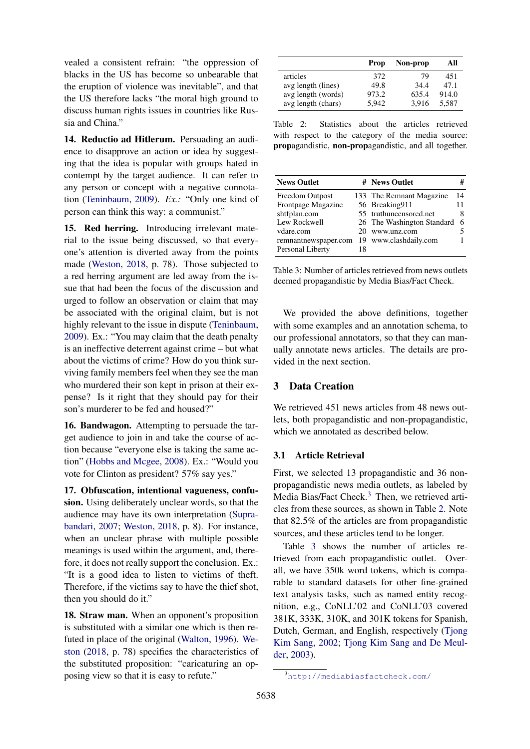vealed a consistent refrain: "the oppression of blacks in the US has become so unbearable that the eruption of violence was inevitable", and that the US therefore lacks "the moral high ground to discuss human rights issues in countries like Russia and China."

**14. Reductio ad Hitlerum.** Persuading an audience to disapprove an action or idea by suggesting that the idea is popular with groups hated in contempt by the target audience. It can refer to any person or concept with a negative connotation (Teninbaum, 2009). *Ex.:* "Only one kind of person can think this way: a communist."

**15. Red herring.** Introducing irrelevant material to the issue being discussed, so that everyone's attention is diverted away from the points made (Weston, 2018, p. 78). Those subjected to a red herring argument are led away from the issue that had been the focus of the discussion and urged to follow an observation or claim that may be associated with the original claim, but is not highly relevant to the issue in dispute (Teninbaum, 2009). Ex.: "You may claim that the death penalty is an ineffective deterrent against crime – but what about the victims of crime? How do you think surviving family members feel when they see the man who murdered their son kept in prison at their expense? Is it right that they should pay for their son's murderer to be fed and housed?"

**16. Bandwagon.** Attempting to persuade the target audience to join in and take the course of action because "everyone else is taking the same action" (Hobbs and Mcgee, 2008). Ex.: "Would you vote for Clinton as president? 57% say yes."

**17. Obfuscation, intentional vagueness, confusion.** Using deliberately unclear words, so that the audience may have its own interpretation (Suprabandari, 2007; Weston, 2018, p. 8). For instance, when an unclear phrase with multiple possible meanings is used within the argument, and, therefore, it does not really support the conclusion. Ex.: "It is a good idea to listen to victims of theft. Therefore, if the victims say to have the thief shot, then you should do it."

**18. Straw man.** When an opponent's proposition is substituted with a similar one which is then refuted in place of the original (Walton, 1996). Weston (2018, p. 78) specifies the characteristics of the substituted proposition: "caricaturing an opposing view so that it is easy to refute."

| | Prop | Non-prop | All |
|---|---|---|---|
| articles | 372 | 79 | 451 |
| avg length (lines) | 49.8 | 34.4 | 47.1 |
| avg length (words) | 973.2 | 635.4 | 914.0 |
| avg length (chars) | 5,942 | 3,916 | 5,587 |

Table 2: Statistics about the articles retrieved with respect to the category of the media source: **prop**agandistic, **non-prop**agandistic, and all together.

| News Outlet | # | News Outlet | # |
|---|---|---|---|
| Freedom Outpost | 133 | The Remnant Magazine | 14 |
| Frontpage Magazine | 56 | Breaking911 | 11 |
| shtfplan.com | 55 | truthuncensored.net | 8 |
| Lew Rockwell | 26 | The Washington Standard | 6 |
| vdare.com | 20 | www.unz.com | 5 |
| remnantnewspaper.com | 19 | www.clashdaily.com | 1 |
| Personal Liberty | 18 | | |

Table 3: Number of articles retrieved from news outlets deemed propagandistic by Media Bias/Fact Check.

We provided the above definitions, together with some examples and an annotation schema, to our professional annotators, so that they can manually annotate news articles. The details are provided in the next section.

## 3 Data Creation

We retrieved 451 news articles from 48 news outlets, both propagandistic and non-propagandistic, which we annotated as described below.

### 3.1 Article Retrieval

First, we selected 13 propagandistic and 36 non-propagandistic news media outlets, as labeled by Media Bias/Fact Check.[3] Then, we retrieved articles from these sources, as shown in Table 2. Note that 82.5% of the articles are from propagandistic sources, and these articles tend to be longer.

Table 3 shows the number of articles retrieved from each propagandistic outlet. Overall, we have 350k word tokens, which is comparable to standard datasets for other fine-grained text analysis tasks, such as named entity recognition, e.g., CoNLL'02 and CoNLL'03 covered 381K, 333K, 310K, and 301K tokens for Spanish, Dutch, German, and English, respectively (Tjong Kim Sang, 2002; Tjong Kim Sang and De Meulder, 2003).

[3] http://mediabiasfactcheck.com/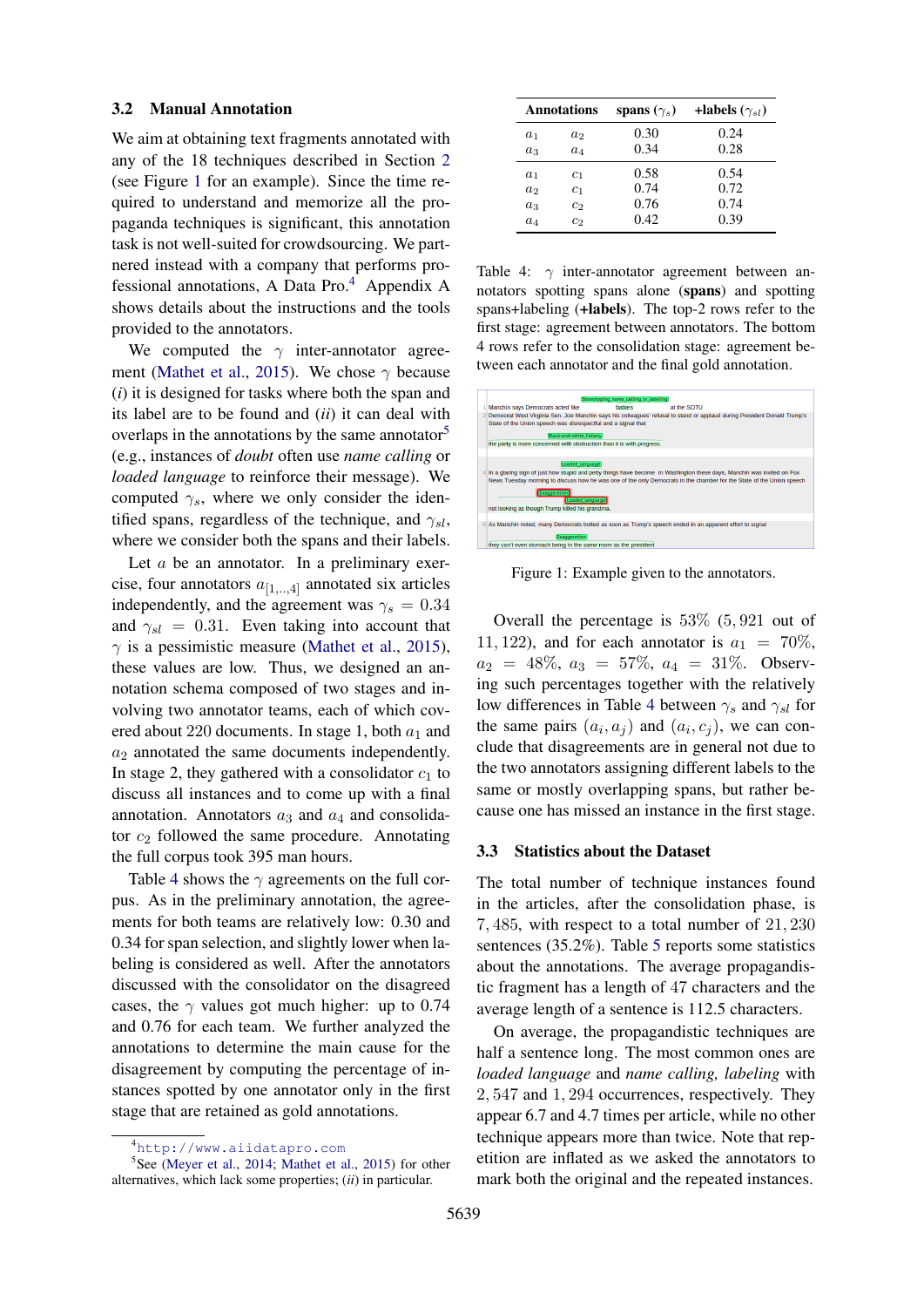### 3.2 Manual Annotation

We aim at obtaining text fragments annotated with any of the 18 techniques described in Section 2 (see Figure 1 for an example). Since the time required to understand and memorize all the propaganda techniques is significant, this annotation task is not well-suited for crowdsourcing. We partnered instead with a company that performs professional annotations, A Data Pro.[4] Appendix A shows details about the instructions and the tools provided to the annotators.

We computed the $\gamma$ inter-annotator agreement (Mathet et al., 2015). We chose $\gamma$ because (*i*) it is designed for tasks where both the span and its label are to be found and (*ii*) it can deal with overlaps in the annotations by the same annotator[5] (e.g., instances of *doubt* often use *name calling* or *loaded language* to reinforce their message). We computed $\gamma_s$, where we only consider the identified spans, regardless of the technique, and $\gamma_{sl}$, where we consider both the spans and their labels.

Let $a$ be an annotator. In a preliminary exercise, four annotators $a_{[1,..,4]}$ annotated six articles independently, and the agreement was $\gamma_s = 0.34$ and $\gamma_{sl} = 0.31$. Even taking into account that $\gamma$ is a pessimistic measure (Mathet et al., 2015), these values are low. Thus, we designed an annotation schema composed of two stages and involving two annotator teams, each of which covered about 220 documents. In stage 1, both $a_1$ and $a_2$ annotated the same documents independently. In stage 2, they gathered with a consolidator $c_1$ to discuss all instances and to come up with a final annotation. Annotators $a_3$ and $a_4$ and consolidator $c_2$ followed the same procedure. Annotating the full corpus took 395 man hours.

Table 4 shows the $\gamma$ agreements on the full corpus. As in the preliminary annotation, the agreements for both teams are relatively low: 0.30 and 0.34 for span selection, and slightly lower when labeling is considered as well. After the annotators discussed with the consolidator on the disagreed cases, the $\gamma$ values got much higher: up to 0.74 and 0.76 for each team. We further analyzed the annotations to determine the main cause for the disagreement by computing the percentage of instances spotted by one annotator only in the first stage that are retained as gold annotations.

[4] http://www.aiidatapro.com

[5] See (Meyer et al., 2014; Mathet et al., 2015) for other alternatives, which lack some properties; (*ii*) in particular.

| Annotations | | spans ($\gamma_s$) | +labels ($\gamma_{sl}$) |
|---|---|---|---|
| $a_1$ | $a_2$ | 0.30 | 0.24 |
| $a_3$ | $a_4$ | 0.34 | 0.28 |
| $a_1$ | $c_1$ | 0.58 | 0.54 |
| $a_2$ | $c_1$ | 0.74 | 0.72 |
| $a_3$ | $c_2$ | 0.76 | 0.74 |
| $a_4$ | $c_2$ | 0.42 | 0.39 |

Table 4: $\gamma$ inter-annotator agreement between annotators spotting spans alone (**spans**) and spotting spans+labeling (**+labels**). The top-2 rows refer to the first stage: agreement between annotators. The bottom 4 rows refer to the consolidation stage: agreement between each annotator and the final gold annotation.

Figure 1: Example given to the annotators.

Overall the percentage is 53% (5,921 out of 11,122), and for each annotator is $a_1 = 70\%$, $a_2 = 48\%$, $a_3 = 57\%$, $a_4 = 31\%$. Observing such percentages together with the relatively low differences in Table 4 between $\gamma_s$ and $\gamma_{sl}$ for the same pairs $(a_i, a_j)$ and $(a_i, c_j)$, we can conclude that disagreements are in general not due to the two annotators assigning different labels to the same or mostly overlapping spans, but rather because one has missed an instance in the first stage.

### 3.3 Statistics about the Dataset

The total number of technique instances found in the articles, after the consolidation phase, is 7,485, with respect to a total number of 21,230 sentences (35.2%). Table 5 reports some statistics about the annotations. The average propagandistic fragment has a length of 47 characters and the average length of a sentence is 112.5 characters.

On average, the propagandistic techniques are half a sentence long. The most common ones are *loaded language* and *name calling, labeling* with 2,547 and 1,294 occurrences, respectively. They appear 6.7 and 4.7 times per article, while no other technique appears more than twice. Note that repetition are inflated as we asked the annotators to mark both the original and the repeated instances.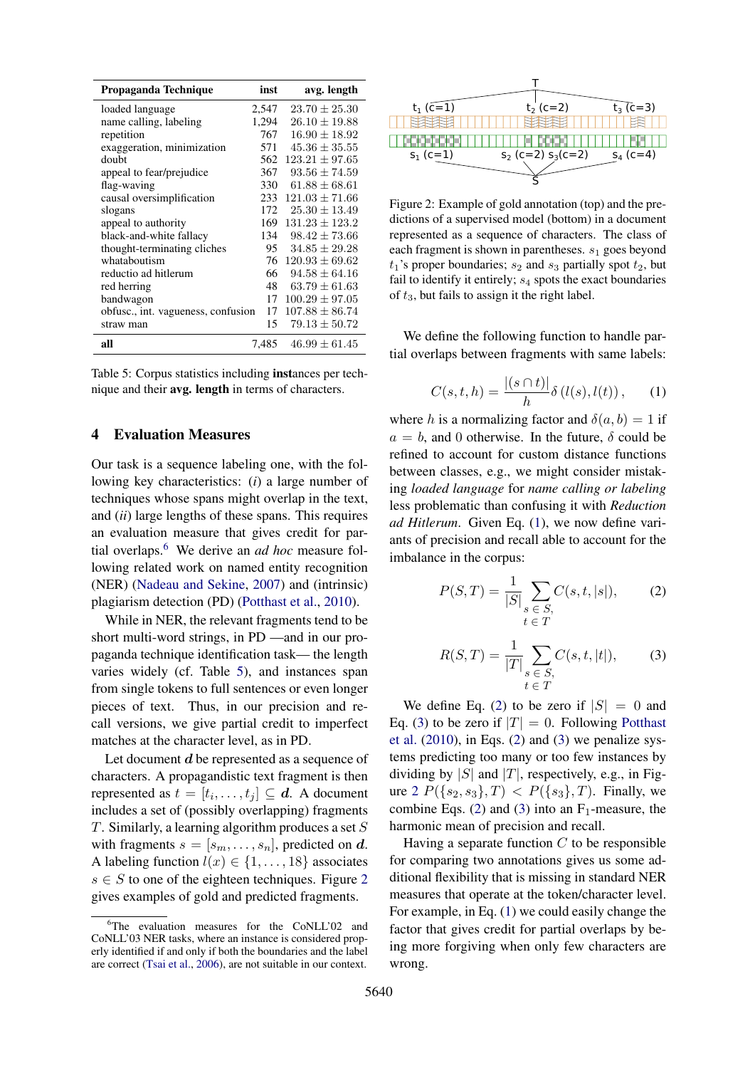| Propaganda Technique | inst | avg. length |
|---|---|---|
| loaded language | 2,547 | $23.70 \pm 25.30$ |
| name calling, labeling | 1,294 | $26.10 \pm 19.88$ |
| repetition | 767 | $16.90 \pm 18.92$ |
| exaggeration, minimization | 571 | $45.36 \pm 35.55$ |
| doubt | 562 | $123.21 \pm 97.65$ |
| appeal to fear/prejudice | 367 | $93.56 \pm 74.59$ |
| flag-waving | 330 | $61.88 \pm 68.61$ |
| causal oversimplification | 233 | $121.03 \pm 71.66$ |
| slogans | 172 | $25.30 \pm 13.49$ |
| appeal to authority | 169 | $131.23 \pm 123.2$ |
| black-and-white fallacy | 134 | $98.42 \pm 73.66$ |
| thought-terminating cliches | 95 | $34.85 \pm 29.28$ |
| whataboutism | 76 | $120.93 \pm 69.62$ |
| reductio ad hitlerum | 66 | $94.58 \pm 64.16$ |
| red herring | 48 | $63.79 \pm 61.63$ |
| bandwagon | 17 | $100.29 \pm 97.05$ |
| obfusc., int. vagueness, confusion | 17 | $107.88 \pm 86.74$ |
| straw man | 15 | $79.13 \pm 50.72$ |
| **all** | 7,485 | $46.99 \pm 61.45$ |

Table 5: Corpus statistics including **inst**ances per technique and their **avg. length** in terms of characters.

## 4 Evaluation Measures

Our task is a sequence labeling one, with the following key characteristics: (*i*) a large number of techniques whose spans might overlap in the text, and (*ii*) large lengths of these spans. This requires an evaluation measure that gives credit for partial overlaps.[6] We derive an *ad hoc* measure following related work on named entity recognition (NER) (Nadeau and Sekine, 2007) and (intrinsic) plagiarism detection (PD) (Potthast et al., 2010).

While in NER, the relevant fragments tend to be short multi-word strings, in PD —and in our propaganda technique identification task— the length varies widely (cf. Table 5), and instances span from single tokens to full sentences or even longer pieces of text. Thus, in our precision and recall versions, we give partial credit to imperfect matches at the character level, as in PD.

Let document $\boldsymbol{d}$ be represented as a sequence of characters. A propagandistic text fragment is then represented as $t = [t_i, \ldots, t_j] \subseteq \boldsymbol{d}$. A document includes a set of (possibly overlapping) fragments $T$. Similarly, a learning algorithm produces a set $S$ with fragments $s = [s_m, \ldots, s_n]$, predicted on $\boldsymbol{d}$. A labeling function $l(x) \in \{1, \ldots, 18\}$ associates $s \in S$ to one of the eighteen techniques. Figure 2 gives examples of gold and predicted fragments.

[6]The evaluation measures for the CoNLL'02 and CoNLL'03 NER tasks, where an instance is considered properly identified if and only if both the boundaries and the label are correct (Tsai et al., 2006), are not suitable in our context.

Figure 2: Example of gold annotation (top) and the predictions of a supervised model (bottom) in a document represented as a sequence of characters. The class of each fragment is shown in parentheses. $s_1$ goes beyond $t_1$'s proper boundaries; $s_2$ and $s_3$ partially spot $t_2$, but fail to identify it entirely; $s_4$ spots the exact boundaries of $t_3$, but fails to assign it the right label.

We define the following function to handle partial overlaps between fragments with same labels:

$$C(s, t, h) = \frac{|(s \cap t)|}{h} \delta\left(l(s), l(t)\right), \quad (1)$$

where $h$ is a normalizing factor and $\delta(a, b) = 1$ if $a = b$, and 0 otherwise. In the future, $\delta$ could be refined to account for custom distance functions between classes, e.g., we might consider mistaking *loaded language* for *name calling or labeling* less problematic than confusing it with *Reduction ad Hitlerum*. Given Eq. (1), we now define variants of precision and recall able to account for the imbalance in the corpus:

$$P(S, T) = \frac{1}{|S|} \sum_{\substack{s \in S, \\ t \in T}} C(s, t, |s|), \quad (2)$$

$$R(S, T) = \frac{1}{|T|} \sum_{\substack{s \in S, \\ t \in T}} C(s, t, |t|), \quad (3)$$

We define Eq. (2) to be zero if $|S| = 0$ and Eq. (3) to be zero if $|T| = 0$. Following Potthast et al. (2010), in Eqs. (2) and (3) we penalize systems predicting too many or too few instances by dividing by $|S|$ and $|T|$, respectively, e.g., in Figure 2 $P(\{s_2, s_3\}, T) < P(\{s_3\}, T)$. Finally, we combine Eqs. (2) and (3) into an $F_1$-measure, the harmonic mean of precision and recall.

Having a separate function $C$ to be responsible for comparing two annotations gives us some additional flexibility that is missing in standard NER measures that operate at the token/character level. For example, in Eq. (1) we could easily change the factor that gives credit for partial overlaps by being more forgiving when only few characters are wrong.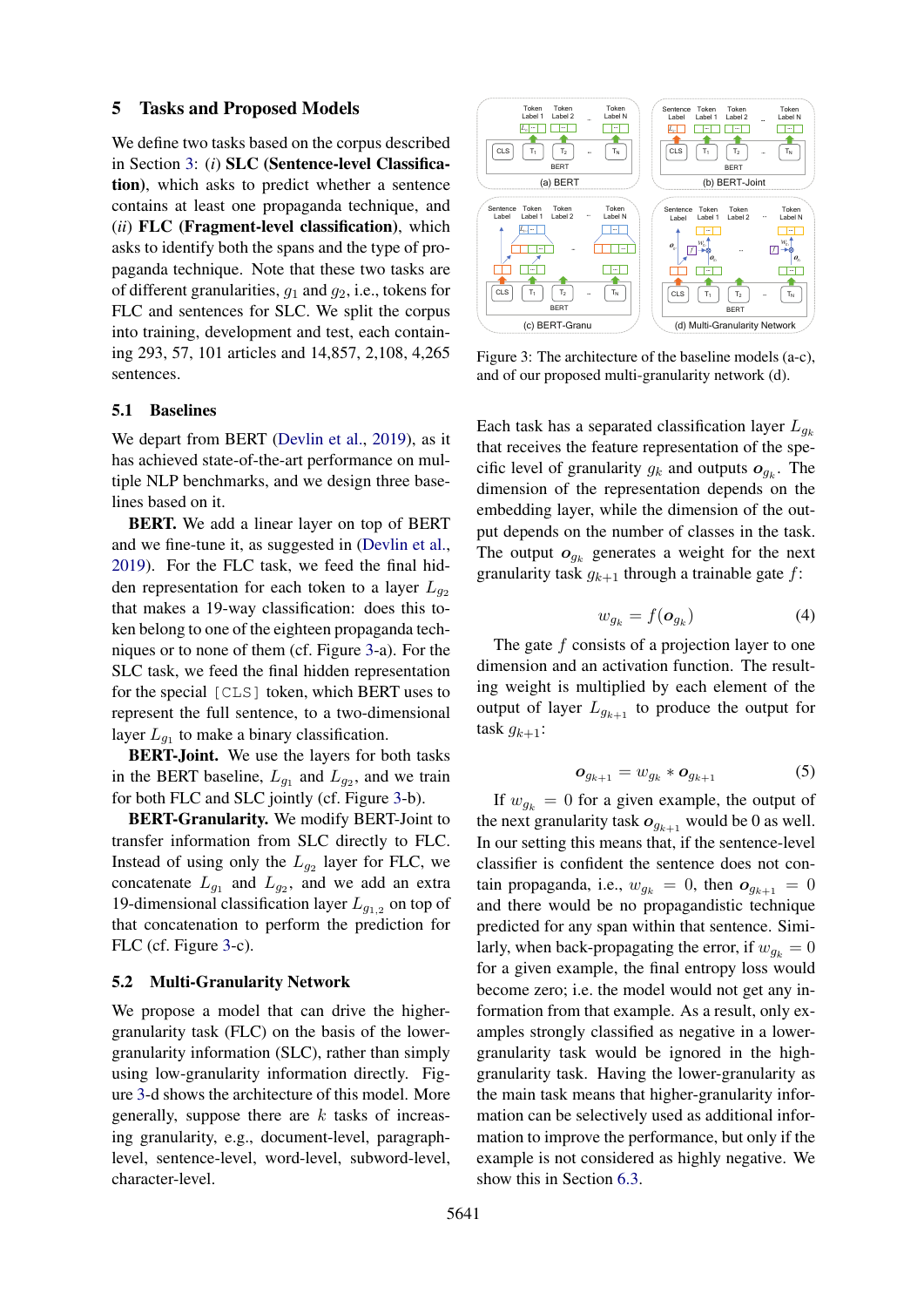## 5 Tasks and Proposed Models

We define two tasks based on the corpus described in Section 3: (*i*) **SLC (Sentence-level Classification)**, which asks to predict whether a sentence contains at least one propaganda technique, and (*ii*) **FLC (Fragment-level classification)**, which asks to identify both the spans and the type of propaganda technique. Note that these two tasks are of different granularities, $g_1$ and $g_2$, i.e., tokens for FLC and sentences for SLC. We split the corpus into training, development and test, each containing 293, 57, 101 articles and 14,857, 2,108, 4,265 sentences.

### 5.1 Baselines

We depart from BERT (Devlin et al., 2019), as it has achieved state-of-the-art performance on multiple NLP benchmarks, and we design three baselines based on it.

**BERT.** We add a linear layer on top of BERT and we fine-tune it, as suggested in (Devlin et al., 2019). For the FLC task, we feed the final hidden representation for each token to a layer $L_{g_2}$ that makes a 19-way classification: does this token belong to one of the eighteen propaganda techniques or to none of them (cf. Figure 3-a). For the SLC task, we feed the final hidden representation for the special `[CLS]` token, which BERT uses to represent the full sentence, to a two-dimensional layer $L_{g_1}$ to make a binary classification.

**BERT-Joint.** We use the layers for both tasks in the BERT baseline, $L_{g_1}$ and $L_{g_2}$, and we train for both FLC and SLC jointly (cf. Figure 3-b).

**BERT-Granularity.** We modify BERT-Joint to transfer information from SLC directly to FLC. Instead of using only the $L_{g_2}$ layer for FLC, we concatenate $L_{g_1}$ and $L_{g_2}$, and we add an extra 19-dimensional classification layer $L_{g_{1,2}}$ on top of that concatenation to perform the prediction for FLC (cf. Figure 3-c).

### 5.2 Multi-Granularity Network

We propose a model that can drive the higher-granularity task (FLC) on the basis of the lower-granularity information (SLC), rather than simply using low-granularity information directly. Figure 3-d shows the architecture of this model. More generally, suppose there are $k$ tasks of increasing granularity, e.g., document-level, paragraph-level, sentence-level, word-level, subword-level, character-level.

Figure 3: The architecture of the baseline models (a-c), and of our proposed multi-granularity network (d).

Each task has a separated classification layer $L_{g_k}$ that receives the feature representation of the specific level of granularity $g_k$ and outputs $\boldsymbol{o}_{g_k}$. The dimension of the representation depends on the embedding layer, while the dimension of the output depends on the number of classes in the task. The output $\boldsymbol{o}_{g_k}$ generates a weight for the next granularity task $g_{k+1}$ through a trainable gate $f$:

$$w_{g_k} = f(\boldsymbol{o}_{g_k}) \tag{4}$$

The gate $f$ consists of a projection layer to one dimension and an activation function. The resulting weight is multiplied by each element of the output of layer $L_{g_{k+1}}$ to produce the output for task $g_{k+1}$:

$$\boldsymbol{o}_{g_{k+1}} = w_{g_k} * \boldsymbol{o}_{g_{k+1}} \tag{5}$$

If $w_{g_k} = 0$ for a given example, the output of the next granularity task $\boldsymbol{o}_{g_{k+1}}$ would be 0 as well. In our setting this means that, if the sentence-level classifier is confident the sentence does not contain propaganda, i.e., $w_{g_k} = 0$, then $\boldsymbol{o}_{g_{k+1}} = 0$ and there would be no propagandistic technique predicted for any span within that sentence. Similarly, when back-propagating the error, if $w_{g_k} = 0$ for a given example, the final entropy loss would become zero; i.e. the model would not get any information from that example. As a result, only examples strongly classified as negative in a lower-granularity task would be ignored in the high-granularity task. Having the lower-granularity as the main task means that higher-granularity information can be selectively used as additional information to improve the performance, but only if the example is not considered as highly negative. We show this in Section 6.3.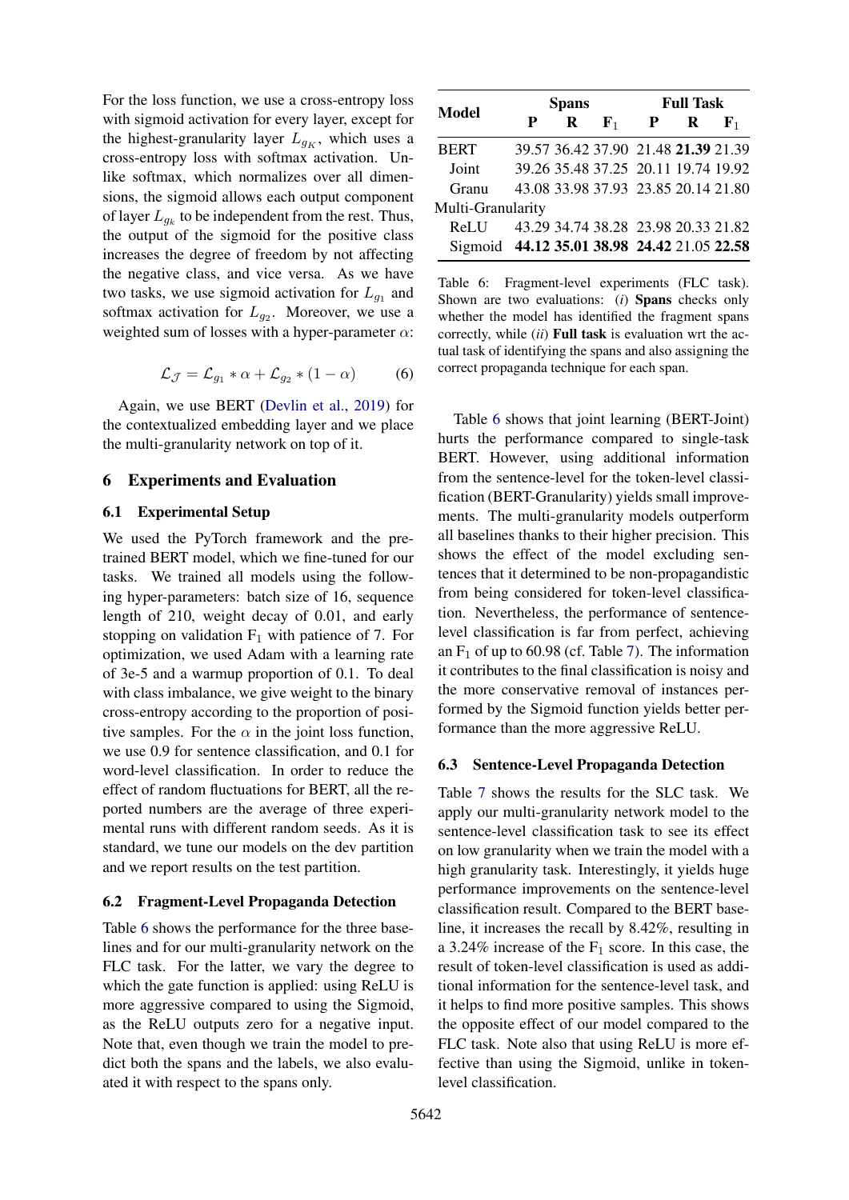For the loss function, we use a cross-entropy loss with sigmoid activation for every layer, except for the highest-granularity layer $L_{g_K}$, which uses a cross-entropy loss with softmax activation. Unlike softmax, which normalizes over all dimensions, the sigmoid allows each output component of layer $L_{g_k}$ to be independent from the rest. Thus, the output of the sigmoid for the positive class increases the degree of freedom by not affecting the negative class, and vice versa. As we have two tasks, we use sigmoid activation for $L_{g_1}$ and softmax activation for $L_{g_2}$. Moreover, we use a weighted sum of losses with a hyper-parameter $\alpha$:

$$\mathcal{L}_{\mathcal{J}} = \mathcal{L}_{g_1} * \alpha + \mathcal{L}_{g_2} * (1 - \alpha) \tag{6}$$

Again, we use BERT (Devlin et al., 2019) for the contextualized embedding layer and we place the multi-granularity network on top of it.

## 6 Experiments and Evaluation

### 6.1 Experimental Setup

We used the PyTorch framework and the pre-trained BERT model, which we fine-tuned for our tasks. We trained all models using the following hyper-parameters: batch size of 16, sequence length of 210, weight decay of 0.01, and early stopping on validation $F_1$ with patience of 7. For optimization, we used Adam with a learning rate of 3e-5 and a warmup proportion of 0.1. To deal with class imbalance, we give weight to the binary cross-entropy according to the proportion of positive samples. For the $\alpha$ in the joint loss function, we use 0.9 for sentence classification, and 0.1 for word-level classification. In order to reduce the effect of random fluctuations for BERT, all the reported numbers are the average of three experimental runs with different random seeds. As it is standard, we tune our models on the dev partition and we report results on the test partition.

### 6.2 Fragment-Level Propaganda Detection

Table 6 shows the performance for the three baselines and for our multi-granularity network on the FLC task. For the latter, we vary the degree to which the gate function is applied: using ReLU is more aggressive compared to using the Sigmoid, as the ReLU outputs zero for a negative input. Note that, even though we train the model to predict both the spans and the labels, we also evaluated it with respect to the spans only.

| Model | Spans | | | Full Task | | |
|---|---|---|---|---|---|---|
| | **P** | **R** | **$F_1$** | **P** | **R** | **$F_1$** |
| BERT | 39.57 | 36.42 | 37.90 | 21.48 | **21.39** | 21.39 |
| Joint | 39.26 | 35.48 | 37.25 | 20.11 | 19.74 | 19.92 |
| Granu | 43.08 | 33.98 | 37.93 | 23.85 | 20.14 | 21.80 |
| Multi-Granularity | | | | | | |
| ReLU | 43.29 | 34.74 | 38.28 | 23.98 | 20.33 | 21.82 |
| Sigmoid | **44.12** | **35.01** | **38.98** | **24.42** | 21.05 | **22.58** |

Table 6: Fragment-level experiments (FLC task). Shown are two evaluations: (*i*) **Spans** checks only whether the model has identified the fragment spans correctly, while (*ii*) **Full task** is evaluation wrt the actual task of identifying the spans and also assigning the correct propaganda technique for each span.

Table 6 shows that joint learning (BERT-Joint) hurts the performance compared to single-task BERT. However, using additional information from the sentence-level for the token-level classification (BERT-Granularity) yields small improvements. The multi-granularity models outperform all baselines thanks to their higher precision. This shows the effect of the model excluding sentences that it determined to be non-propagandistic from being considered for token-level classification. Nevertheless, the performance of sentence-level classification is far from perfect, achieving an $F_1$ of up to 60.98 (cf. Table 7). The information it contributes to the final classification is noisy and the more conservative removal of instances performed by the Sigmoid function yields better performance than the more aggressive ReLU.

### 6.3 Sentence-Level Propaganda Detection

Table 7 shows the results for the SLC task. We apply our multi-granularity network model to the sentence-level classification task to see its effect on low granularity when we train the model with a high granularity task. Interestingly, it yields huge performance improvements on the sentence-level classification result. Compared to the BERT baseline, it increases the recall by 8.42%, resulting in a 3.24% increase of the $F_1$ score. In this case, the result of token-level classification is used as additional information for the sentence-level task, and it helps to find more positive samples. This shows the opposite effect of our model compared to the FLC task. Note also that using ReLU is more effective than using the Sigmoid, unlike in token-level classification.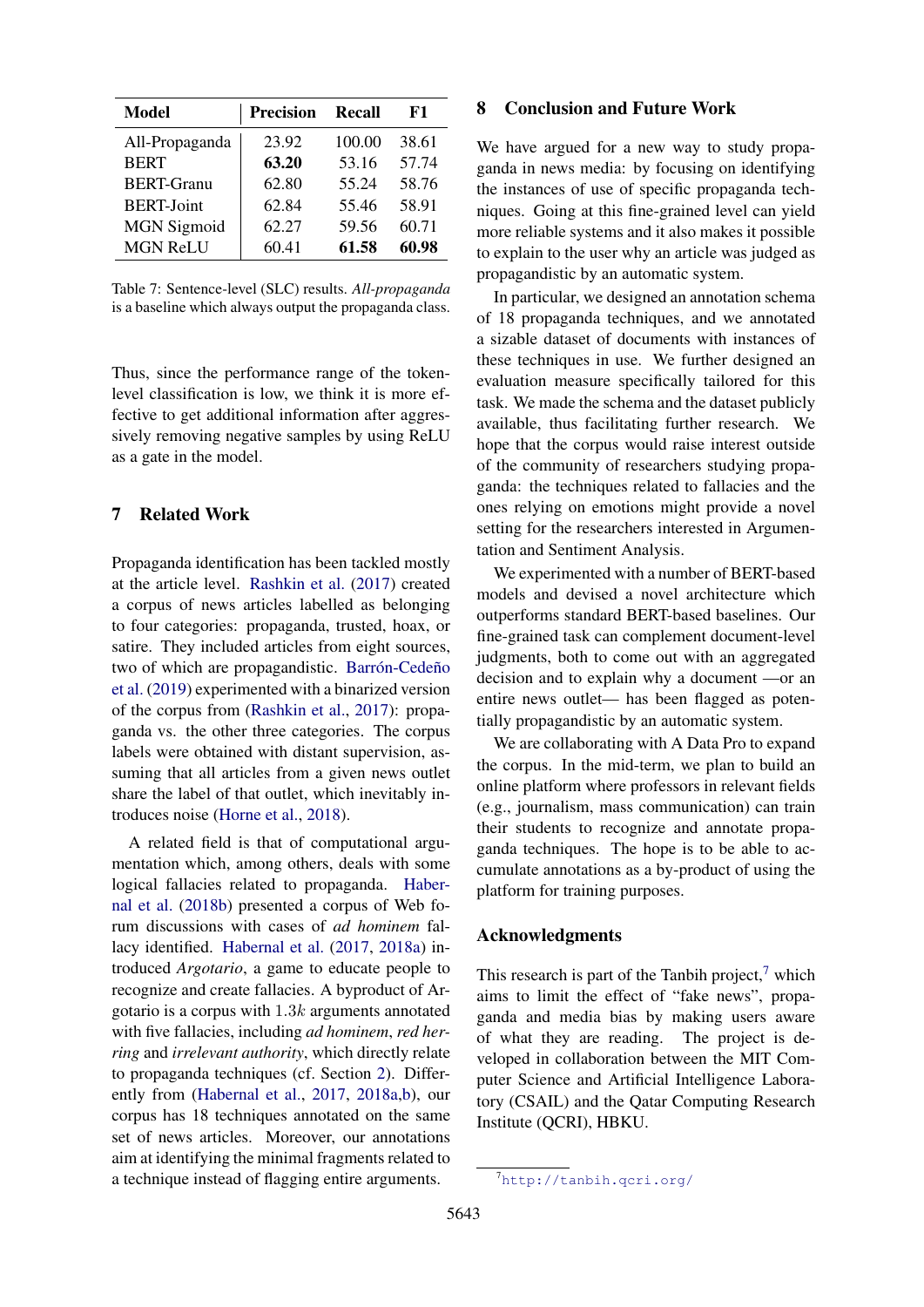| Model | Precision | Recall | F1 |
|---|---|---|---|
| All-Propaganda | 23.92 | 100.00 | 38.61 |
| BERT | **63.20** | 53.16 | 57.74 |
| BERT-Granu | 62.80 | 55.24 | 58.76 |
| BERT-Joint | 62.84 | 55.46 | 58.91 |
| MGN Sigmoid | 62.27 | 59.56 | 60.71 |
| MGN ReLU | 60.41 | **61.58** | **60.98** |

Table 7: Sentence-level (SLC) results. *All-propaganda* is a baseline which always output the propaganda class.

Thus, since the performance range of the token-level classification is low, we think it is more effective to get additional information after aggressively removing negative samples by using ReLU as a gate in the model.

## 7 Related Work

Propaganda identification has been tackled mostly at the article level. Rashkin et al. (2017) created a corpus of news articles labelled as belonging to four categories: propaganda, trusted, hoax, or satire. They included articles from eight sources, two of which are propagandistic. Barrón-Cedeño et al. (2019) experimented with a binarized version of the corpus from (Rashkin et al., 2017): propaganda vs. the other three categories. The corpus labels were obtained with distant supervision, assuming that all articles from a given news outlet share the label of that outlet, which inevitably introduces noise (Horne et al., 2018).

A related field is that of computational argumentation which, among others, deals with some logical fallacies related to propaganda. Habernal et al. (2018b) presented a corpus of Web forum discussions with cases of *ad hominem* fallacy identified. Habernal et al. (2017, 2018a) introduced *Argotario*, a game to educate people to recognize and create fallacies. A byproduct of Argotario is a corpus with $1.3k$ arguments annotated with five fallacies, including *ad hominem*, *red herring* and *irrelevant authority*, which directly relate to propaganda techniques (cf. Section 2). Differently from (Habernal et al., 2017, 2018a,b), our corpus has 18 techniques annotated on the same set of news articles. Moreover, our annotations aim at identifying the minimal fragments related to a technique instead of flagging entire arguments.

## 8 Conclusion and Future Work

We have argued for a new way to study propaganda in news media: by focusing on identifying the instances of use of specific propaganda techniques. Going at this fine-grained level can yield more reliable systems and it also makes it possible to explain to the user why an article was judged as propagandistic by an automatic system.

In particular, we designed an annotation schema of 18 propaganda techniques, and we annotated a sizable dataset of documents with instances of these techniques in use. We further designed an evaluation measure specifically tailored for this task. We made the schema and the dataset publicly available, thus facilitating further research. We hope that the corpus would raise interest outside of the community of researchers studying propaganda: the techniques related to fallacies and the ones relying on emotions might provide a novel setting for the researchers interested in Argumentation and Sentiment Analysis.

We experimented with a number of BERT-based models and devised a novel architecture which outperforms standard BERT-based baselines. Our fine-grained task can complement document-level judgments, both to come out with an aggregated decision and to explain why a document —or an entire news outlet— has been flagged as potentially propagandistic by an automatic system.

We are collaborating with A Data Pro to expand the corpus. In the mid-term, we plan to build an online platform where professors in relevant fields (e.g., journalism, mass communication) can train their students to recognize and annotate propaganda techniques. The hope is to be able to accumulate annotations as a by-product of using the platform for training purposes.

## Acknowledgments

This research is part of the Tanbih project,[7] which aims to limit the effect of "fake news", propaganda and media bias by making users aware of what they are reading. The project is developed in collaboration between the MIT Computer Science and Artificial Intelligence Laboratory (CSAIL) and the Qatar Computing Research Institute (QCRI), HBKU.

[7] http://tanbih.qcri.org/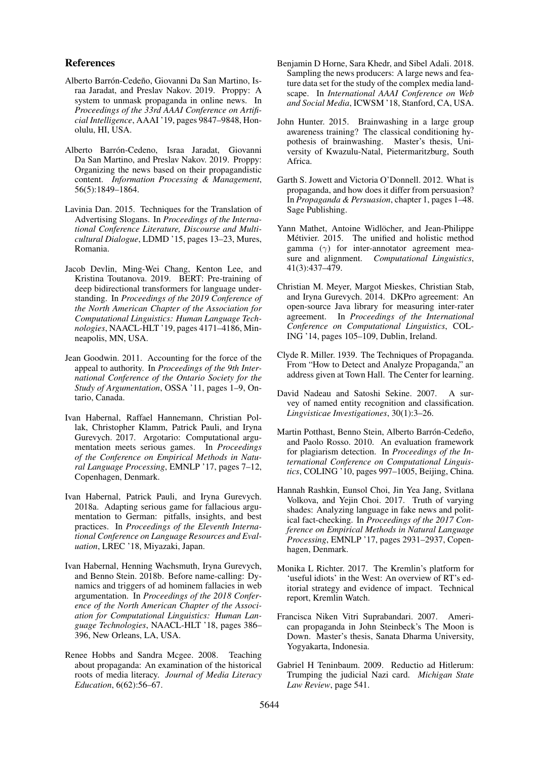## References

Alberto Barrón-Cedeño, Giovanni Da San Martino, Israa Jaradat, and Preslav Nakov. 2019. Proppy: A system to unmask propaganda in online news. In *Proceedings of the 33rd AAAI Conference on Artificial Intelligence*, AAAI '19, pages 9847–9848, Honolulu, HI, USA.

Alberto Barrón-Cedeno, Israa Jaradat, Giovanni Da San Martino, and Preslav Nakov. 2019. Proppy: Organizing the news based on their propagandistic content. *Information Processing & Management*, 56(5):1849–1864.

Lavinia Dan. 2015. Techniques for the Translation of Advertising Slogans. In *Proceedings of the International Conference Literature, Discourse and Multicultural Dialogue*, LDMD '15, pages 13–23, Mures, Romania.

Jacob Devlin, Ming-Wei Chang, Kenton Lee, and Kristina Toutanova. 2019. BERT: Pre-training of deep bidirectional transformers for language understanding. In *Proceedings of the 2019 Conference of the North American Chapter of the Association for Computational Linguistics: Human Language Technologies*, NAACL-HLT '19, pages 4171–4186, Minneapolis, MN, USA.

Jean Goodwin. 2011. Accounting for the force of the appeal to authority. In *Proceedings of the 9th International Conference of the Ontario Society for the Study of Argumentation*, OSSA '11, pages 1–9, Ontario, Canada.

Ivan Habernal, Raffael Hannemann, Christian Pollak, Christopher Klamm, Patrick Pauli, and Iryna Gurevych. 2017. Argotario: Computational argumentation meets serious games. In *Proceedings of the Conference on Empirical Methods in Natural Language Processing*, EMNLP '17, pages 7–12, Copenhagen, Denmark.

Ivan Habernal, Patrick Pauli, and Iryna Gurevych. 2018a. Adapting serious game for fallacious argumentation to German: pitfalls, insights, and best practices. In *Proceedings of the Eleventh International Conference on Language Resources and Evaluation*, LREC '18, Miyazaki, Japan.

Ivan Habernal, Henning Wachsmuth, Iryna Gurevych, and Benno Stein. 2018b. Before name-calling: Dynamics and triggers of ad hominem fallacies in web argumentation. In *Proceedings of the 2018 Conference of the North American Chapter of the Association for Computational Linguistics: Human Language Technologies*, NAACL-HLT '18, pages 386–396, New Orleans, LA, USA.

Renee Hobbs and Sandra Mcgee. 2008. Teaching about propaganda: An examination of the historical roots of media literacy. *Journal of Media Literacy Education*, 6(62):56–67.

Benjamin D Horne, Sara Khedr, and Sibel Adali. 2018. Sampling the news producers: A large news and feature data set for the study of the complex media landscape. In *International AAAI Conference on Web and Social Media*, ICWSM '18, Stanford, CA, USA.

John Hunter. 2015. Brainwashing in a large group awareness training? The classical conditioning hypothesis of brainwashing. Master's thesis, University of Kwazulu-Natal, Pietermaritzburg, South Africa.

Garth S. Jowett and Victoria O'Donnell. 2012. What is propaganda, and how does it differ from persuasion? In *Propaganda & Persuasion*, chapter 1, pages 1–48. Sage Publishing.

Yann Mathet, Antoine Widlöcher, and Jean-Philippe Métivier. 2015. The unified and holistic method gamma ($\gamma$) for inter-annotator agreement measure and alignment. *Computational Linguistics*, 41(3):437–479.

Christian M. Meyer, Margot Mieskes, Christian Stab, and Iryna Gurevych. 2014. DKPro agreement: An open-source Java library for measuring inter-rater agreement. In *Proceedings of the International Conference on Computational Linguistics*, COLING '14, pages 105–109, Dublin, Ireland.

Clyde R. Miller. 1939. The Techniques of Propaganda. From "How to Detect and Analyze Propaganda," an address given at Town Hall. The Center for learning.

David Nadeau and Satoshi Sekine. 2007. A survey of named entity recognition and classification. *Lingvisticae Investigationes*, 30(1):3–26.

Martin Potthast, Benno Stein, Alberto Barrón-Cedeño, and Paolo Rosso. 2010. An evaluation framework for plagiarism detection. In *Proceedings of the International Conference on Computational Linguistics*, COLING '10, pages 997–1005, Beijing, China.

Hannah Rashkin, Eunsol Choi, Jin Yea Jang, Svitlana Volkova, and Yejin Choi. 2017. Truth of varying shades: Analyzing language in fake news and political fact-checking. In *Proceedings of the 2017 Conference on Empirical Methods in Natural Language Processing*, EMNLP '17, pages 2931–2937, Copenhagen, Denmark.

Monika L Richter. 2017. The Kremlin's platform for 'useful idiots' in the West: An overview of RT's editorial strategy and evidence of impact. Technical report, Kremlin Watch.

Francisca Niken Vitri Suprabandari. 2007. American propaganda in John Steinbeck's The Moon is Down. Master's thesis, Sanata Dharma University, Yogyakarta, Indonesia.

Gabriel H Teninbaum. 2009. Reductio ad Hitlerum: Trumping the judicial Nazi card. *Michigan State Law Review*, page 541.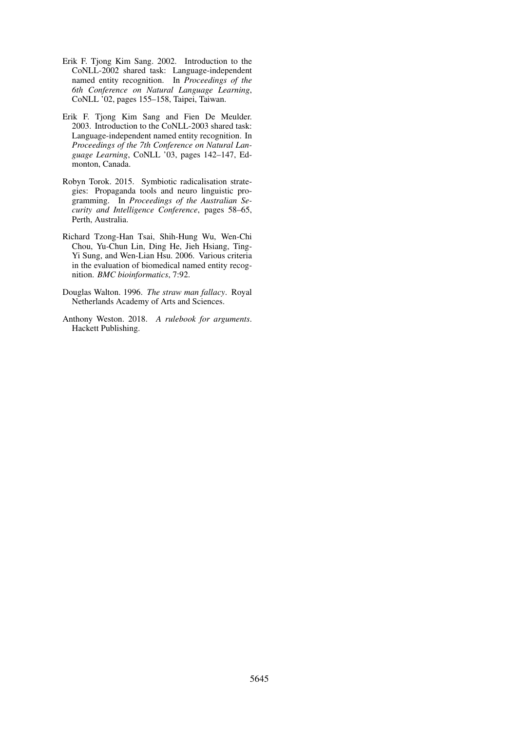Erik F. Tjong Kim Sang. 2002. Introduction to the CoNLL-2002 shared task: Language-independent named entity recognition. In *Proceedings of the 6th Conference on Natural Language Learning*, CoNLL '02, pages 155–158, Taipei, Taiwan.

Erik F. Tjong Kim Sang and Fien De Meulder. 2003. Introduction to the CoNLL-2003 shared task: Language-independent named entity recognition. In *Proceedings of the 7th Conference on Natural Language Learning*, CoNLL '03, pages 142–147, Edmonton, Canada.

Robyn Torok. 2015. Symbiotic radicalisation strategies: Propaganda tools and neuro linguistic programming. In *Proceedings of the Australian Security and Intelligence Conference*, pages 58–65, Perth, Australia.

Richard Tzong-Han Tsai, Shih-Hung Wu, Wen-Chi Chou, Yu-Chun Lin, Ding He, Jieh Hsiang, Ting-Yi Sung, and Wen-Lian Hsu. 2006. Various criteria in the evaluation of biomedical named entity recognition. *BMC bioinformatics*, 7:92.

Douglas Walton. 1996. *The straw man fallacy*. Royal Netherlands Academy of Arts and Sciences.

Anthony Weston. 2018. *A rulebook for arguments*. Hackett Publishing.